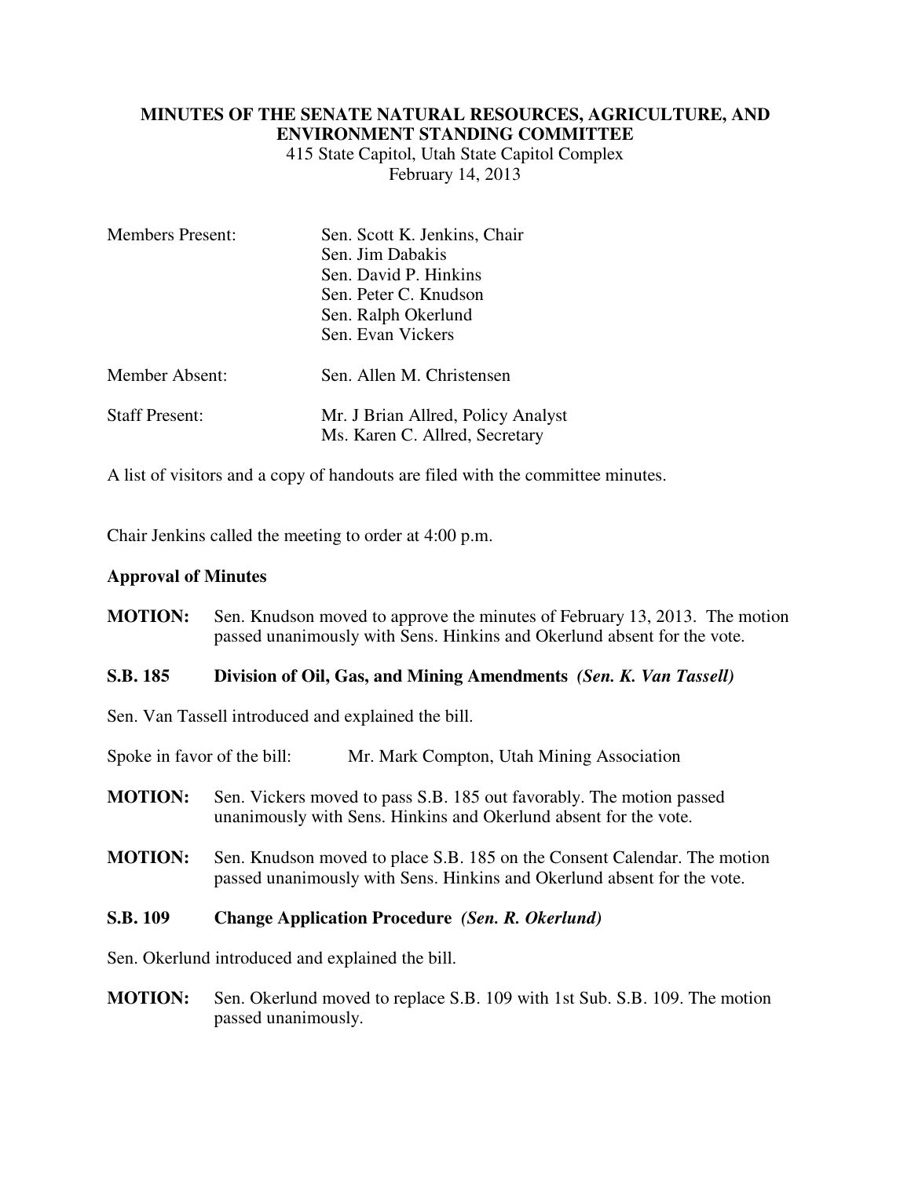**MINUTES OF THE SENATE NATURAL RESOURCES, AGRICULTURE, AND ENVIRONMENT STANDING COMMITTEE**
415 State Capitol, Utah State Capitol Complex
February 14, 2013

| | |
|---|---|
| Members Present: | Sen. Scott K. Jenkins, Chair<br>Sen. Jim Dabakis<br>Sen. David P. Hinkins<br>Sen. Peter C. Knudson<br>Sen. Ralph Okerlund<br>Sen. Evan Vickers |
| Member Absent: | Sen. Allen M. Christensen |
| Staff Present: | Mr. J Brian Allred, Policy Analyst<br>Ms. Karen C. Allred, Secretary |

A list of visitors and a copy of handouts are filed with the committee minutes.

Chair Jenkins called the meeting to order at 4:00 p.m.

**Approval of Minutes**

**MOTION:** Sen. Knudson moved to approve the minutes of February 13, 2013. The motion passed unanimously with Sens. Hinkins and Okerlund absent for the vote.

**S.B. 185 Division of Oil, Gas, and Mining Amendments** ***(Sen. K. Van Tassell)***

Sen. Van Tassell introduced and explained the bill.

Spoke in favor of the bill: Mr. Mark Compton, Utah Mining Association

**MOTION:** Sen. Vickers moved to pass S.B. 185 out favorably. The motion passed unanimously with Sens. Hinkins and Okerlund absent for the vote.

**MOTION:** Sen. Knudson moved to place S.B. 185 on the Consent Calendar. The motion passed unanimously with Sens. Hinkins and Okerlund absent for the vote.

**S.B. 109 Change Application Procedure** ***(Sen. R. Okerlund)***

Sen. Okerlund introduced and explained the bill.

**MOTION:** Sen. Okerlund moved to replace S.B. 109 with 1st Sub. S.B. 109. The motion passed unanimously.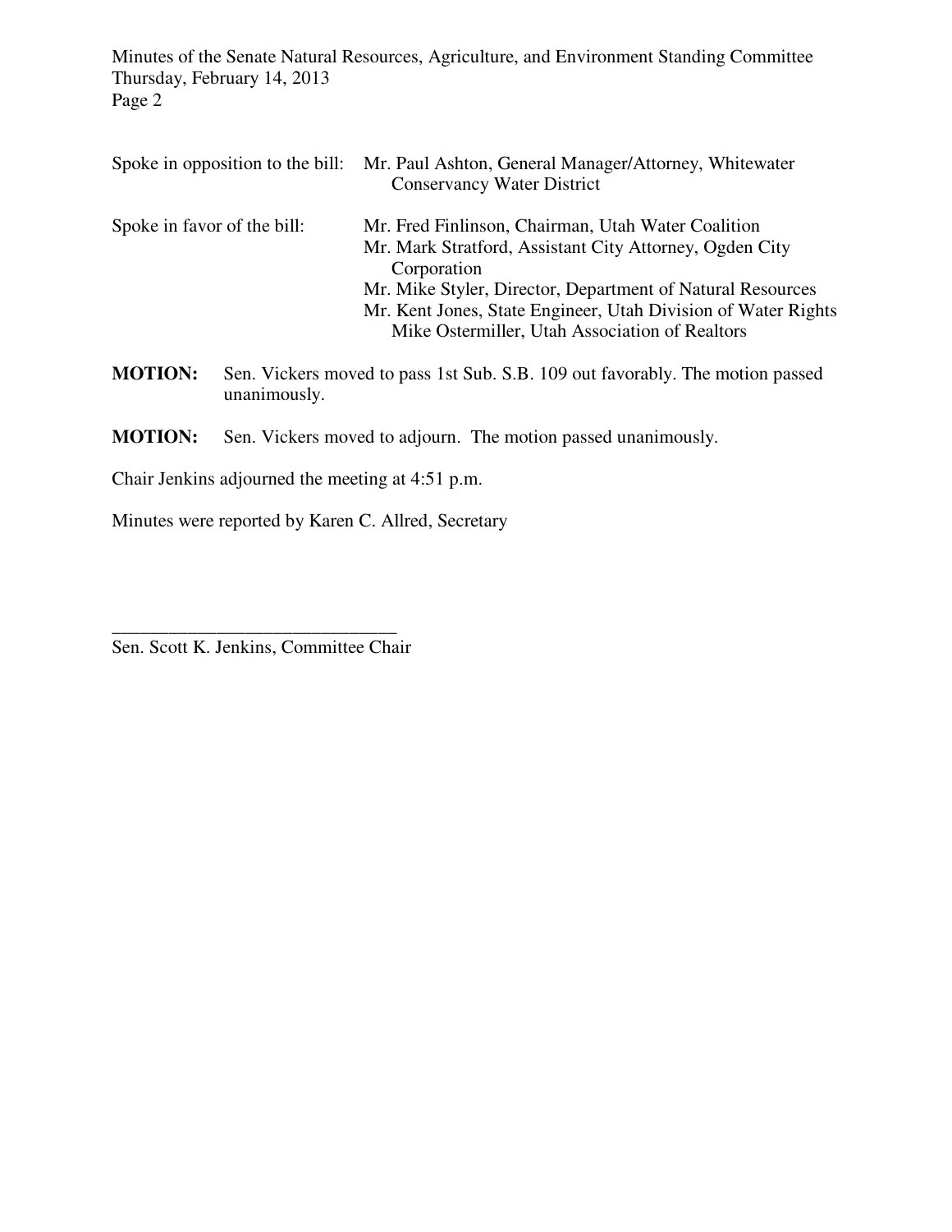Spoke in opposition to the bill: Mr. Paul Ashton, General Manager/Attorney, Whitewater Conservancy Water District

Spoke in favor of the bill: Mr. Fred Finlinson, Chairman, Utah Water Coalition
Mr. Mark Stratford, Assistant City Attorney, Ogden City Corporation
Mr. Mike Styler, Director, Department of Natural Resources
Mr. Kent Jones, State Engineer, Utah Division of Water Rights
Mike Ostermiller, Utah Association of Realtors

**MOTION:** Sen. Vickers moved to pass 1st Sub. S.B. 109 out favorably. The motion passed unanimously.

**MOTION:** Sen. Vickers moved to adjourn. The motion passed unanimously.

Chair Jenkins adjourned the meeting at 4:51 p.m.

Minutes were reported by Karen C. Allred, Secretary

\_\_\_\_\_\_\_\_\_\_\_\_\_\_\_\_\_\_\_\_\_\_\_\_\_\_\_\_\_\_\_

Sen. Scott K. Jenkins, Committee Chair